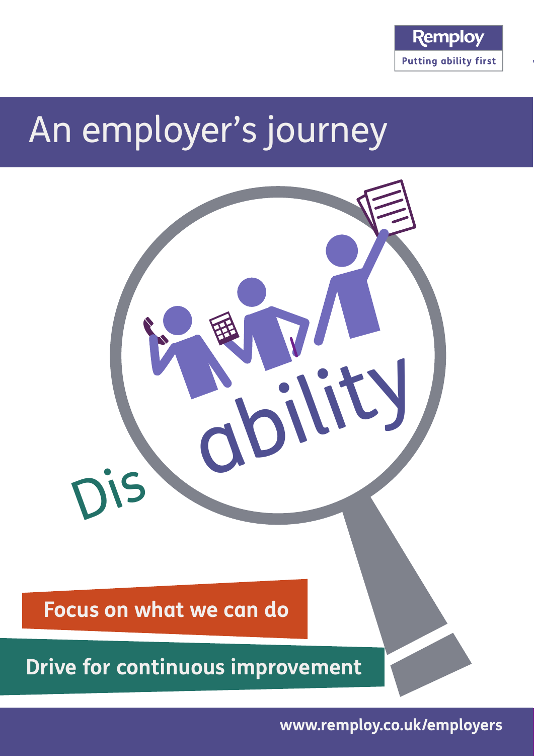Remploy

Putting ability first

# An employer's journey

Dis ability

**Focus on what we can do**

**Drive for continuous improvement**

**www.remploy.co.uk/employers**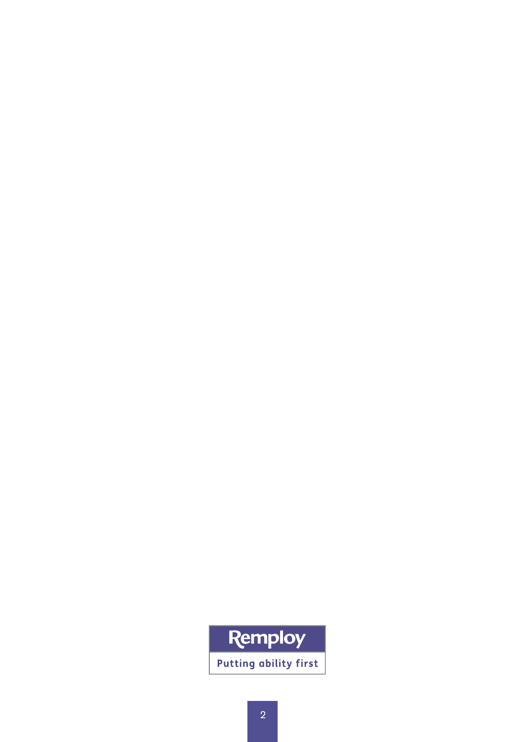Remploy

Putting ability first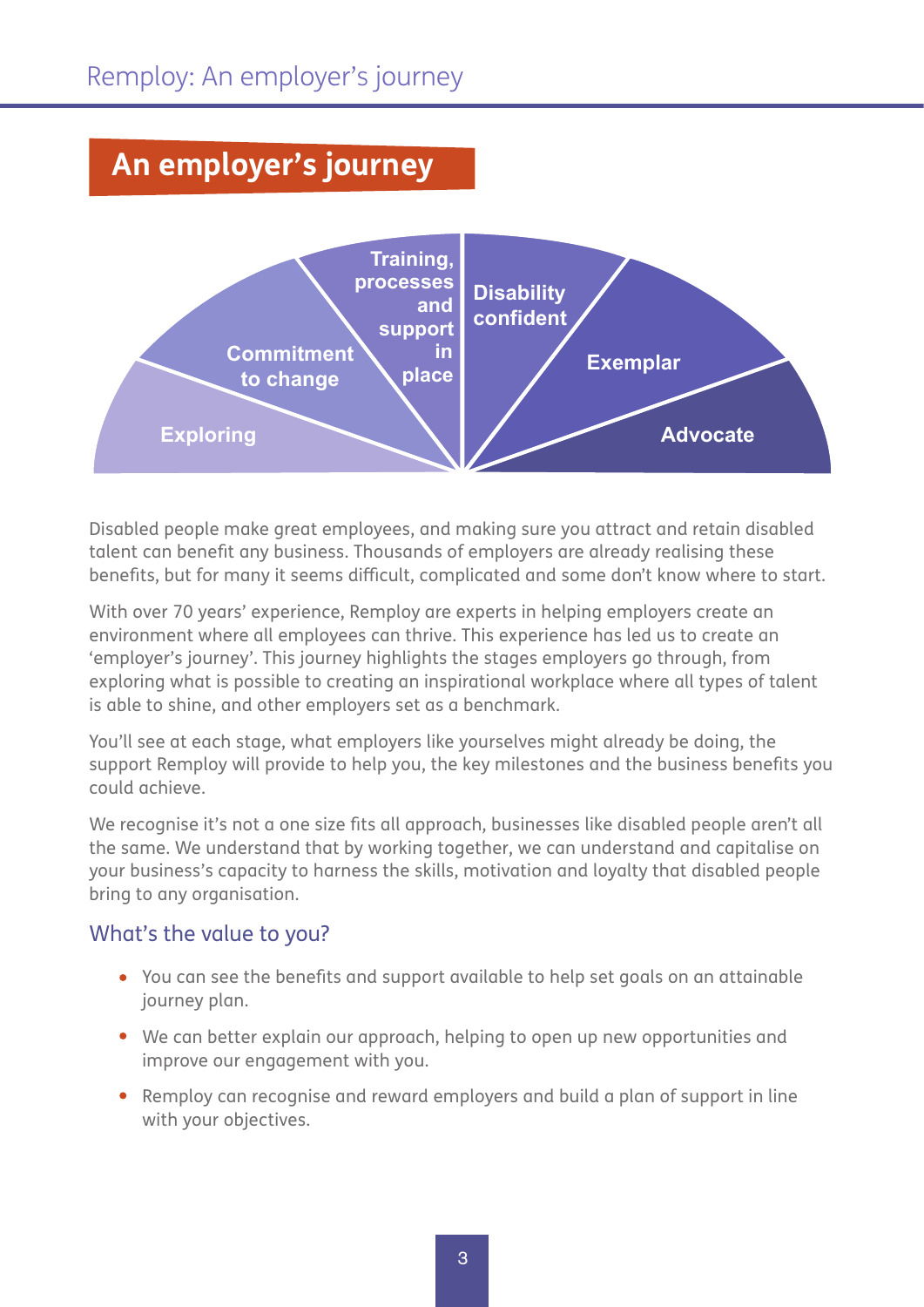## An employer's journey

Exploring

Commitment to change

Training, processes and support in place

Disability confident

Exemplar

Advocate

Disabled people make great employees, and making sure you attract and retain disabled talent can benefit any business. Thousands of employers are already realising these benefits, but for many it seems difficult, complicated and some don't know where to start.

With over 70 years' experience, Remploy are experts in helping employers create an environment where all employees can thrive. This experience has led us to create an 'employer's journey'. This journey highlights the stages employers go through, from exploring what is possible to creating an inspirational workplace where all types of talent is able to shine, and other employers set as a benchmark.

You'll see at each stage, what employers like yourselves might already be doing, the support Remploy will provide to help you, the key milestones and the business benefits you could achieve.

We recognise it's not a one size fits all approach, businesses like disabled people aren't all the same. We understand that by working together, we can understand and capitalise on your business's capacity to harness the skills, motivation and loyalty that disabled people bring to any organisation.

### What's the value to you?

- You can see the benefits and support available to help set goals on an attainable journey plan.
- We can better explain our approach, helping to open up new opportunities and improve our engagement with you.
- Remploy can recognise and reward employers and build a plan of support in line with your objectives.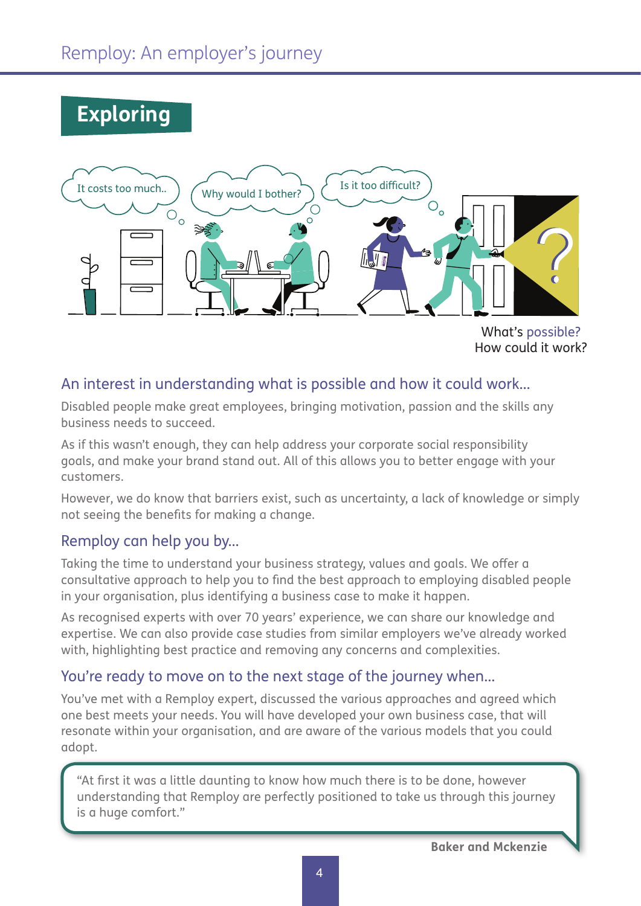## Exploring

It costs too much..

Why would I bother?

Is it too difficult?

What's possible?
How could it work?

### An interest in understanding what is possible and how it could work...

Disabled people make great employees, bringing motivation, passion and the skills any business needs to succeed.

As if this wasn't enough, they can help address your corporate social responsibility goals, and make your brand stand out. All of this allows you to better engage with your customers.

However, we do know that barriers exist, such as uncertainty, a lack of knowledge or simply not seeing the benefits for making a change.

### Remploy can help you by...

Taking the time to understand your business strategy, values and goals. We offer a consultative approach to help you to find the best approach to employing disabled people in your organisation, plus identifying a business case to make it happen.

As recognised experts with over 70 years' experience, we can share our knowledge and expertise. We can also provide case studies from similar employers we've already worked with, highlighting best practice and removing any concerns and complexities.

### You're ready to move on to the next stage of the journey when...

You've met with a Remploy expert, discussed the various approaches and agreed which one best meets your needs. You will have developed your own business case, that will resonate within your organisation, and are aware of the various models that you could adopt.

> "At first it was a little daunting to know how much there is to be done, however understanding that Remploy are perfectly positioned to take us through this journey is a huge comfort."

**Baker and Mckenzie**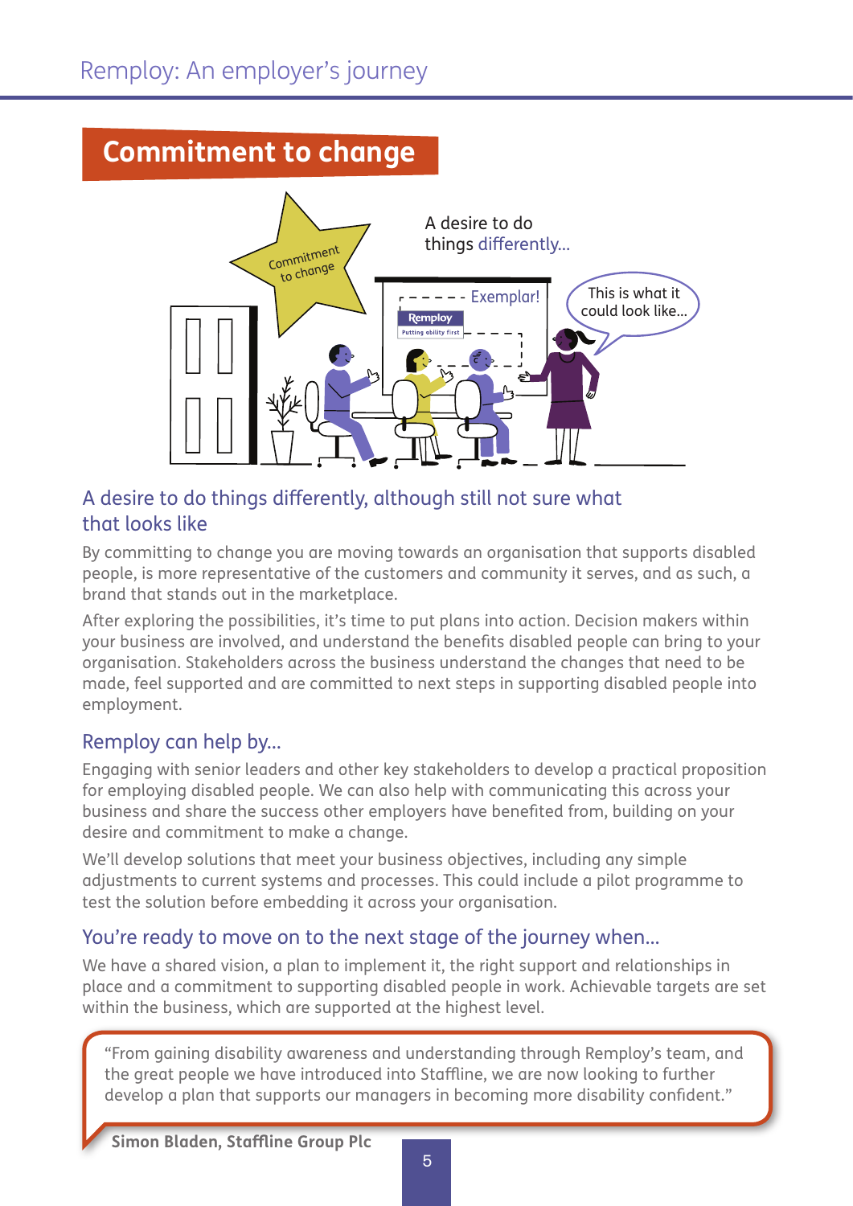## Commitment to change

### A desire to do things differently, although still not sure what that looks like

By committing to change you are moving towards an organisation that supports disabled people, is more representative of the customers and community it serves, and as such, a brand that stands out in the marketplace.

After exploring the possibilities, it's time to put plans into action. Decision makers within your business are involved, and understand the benefits disabled people can bring to your organisation. Stakeholders across the business understand the changes that need to be made, feel supported and are committed to next steps in supporting disabled people into employment.

### Remploy can help by...

Engaging with senior leaders and other key stakeholders to develop a practical proposition for employing disabled people. We can also help with communicating this across your business and share the success other employers have benefited from, building on your desire and commitment to make a change.

We'll develop solutions that meet your business objectives, including any simple adjustments to current systems and processes. This could include a pilot programme to test the solution before embedding it across your organisation.

### You're ready to move on to the next stage of the journey when...

We have a shared vision, a plan to implement it, the right support and relationships in place and a commitment to supporting disabled people in work. Achievable targets are set within the business, which are supported at the highest level.

> "From gaining disability awareness and understanding through Remploy's team, and the great people we have introduced into Staffline, we are now looking to further develop a plan that supports our managers in becoming more disability confident."

**Simon Bladen, Staffline Group Plc**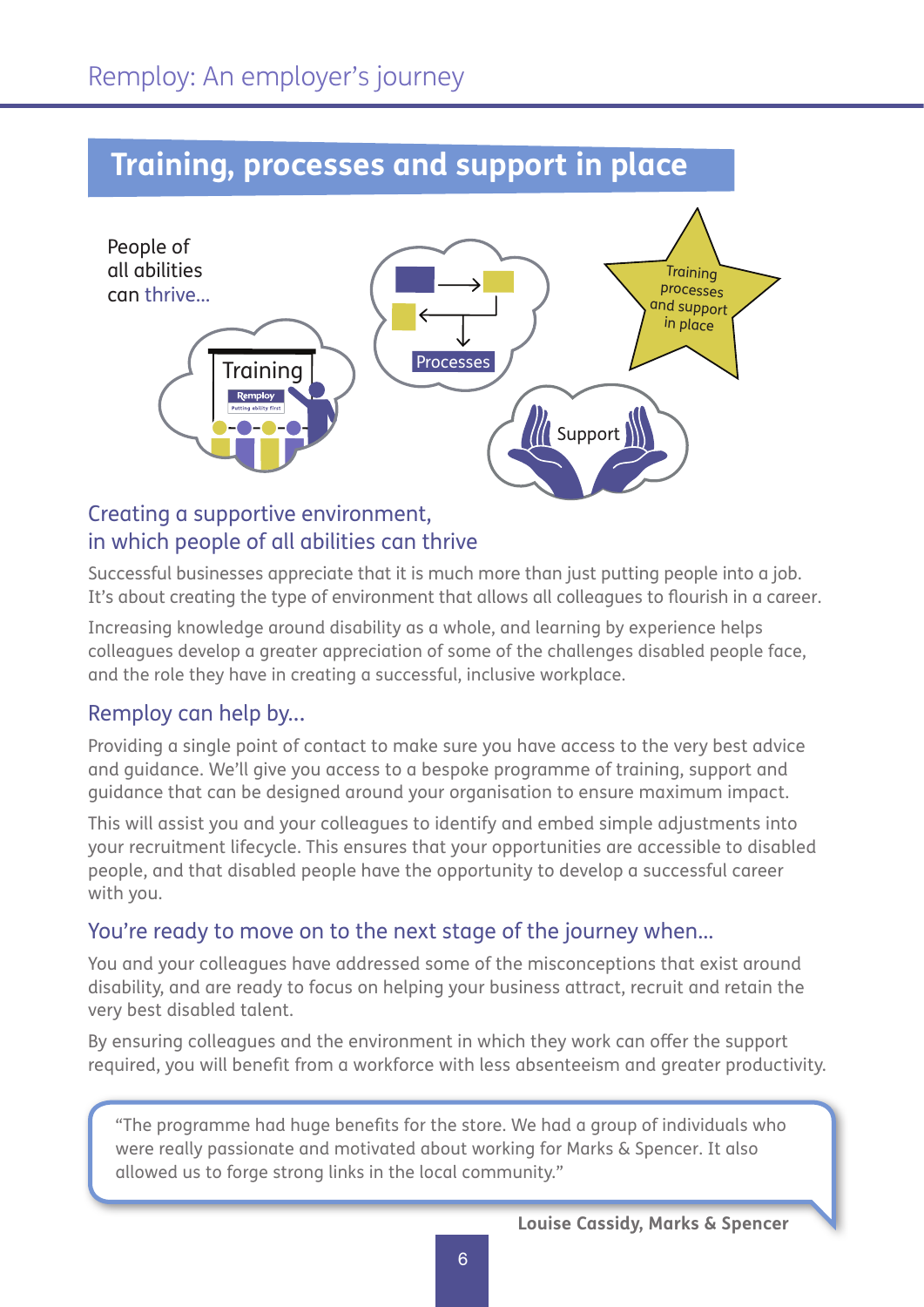## Training, processes and support in place

People of all abilities can thrive...

Training

Processes

Support

Training processes and support in place

### Creating a supportive environment, in which people of all abilities can thrive

Successful businesses appreciate that it is much more than just putting people into a job. It's about creating the type of environment that allows all colleagues to flourish in a career.

Increasing knowledge around disability as a whole, and learning by experience helps colleagues develop a greater appreciation of some of the challenges disabled people face, and the role they have in creating a successful, inclusive workplace.

### Remploy can help by...

Providing a single point of contact to make sure you have access to the very best advice and guidance. We'll give you access to a bespoke programme of training, support and guidance that can be designed around your organisation to ensure maximum impact.

This will assist you and your colleagues to identify and embed simple adjustments into your recruitment lifecycle. This ensures that your opportunities are accessible to disabled people, and that disabled people have the opportunity to develop a successful career with you.

### You're ready to move on to the next stage of the journey when...

You and your colleagues have addressed some of the misconceptions that exist around disability, and are ready to focus on helping your business attract, recruit and retain the very best disabled talent.

By ensuring colleagues and the environment in which they work can offer the support required, you will benefit from a workforce with less absenteeism and greater productivity.

> "The programme had huge benefits for the store. We had a group of individuals who were really passionate and motivated about working for Marks & Spencer. It also allowed us to forge strong links in the local community."

**Louise Cassidy, Marks & Spencer**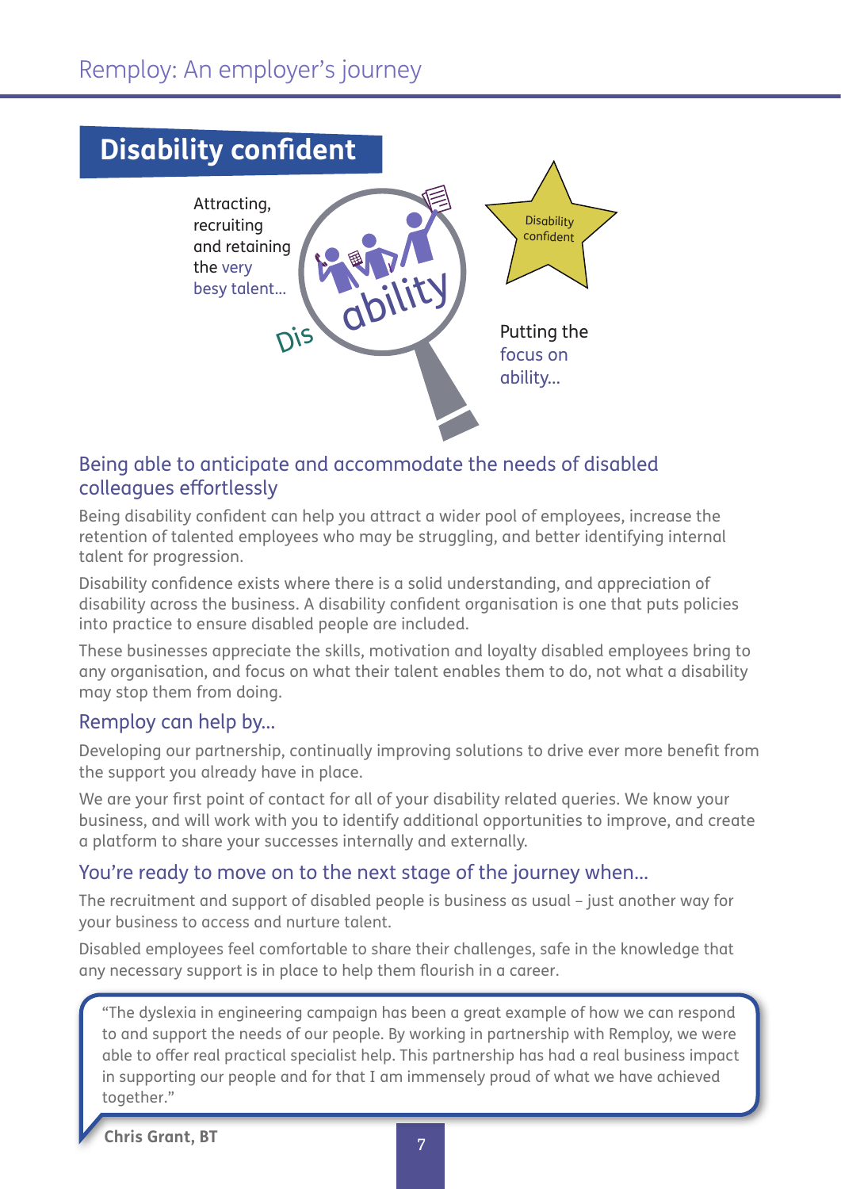## Disability confident

Attracting, recruiting and retaining the very besy talent...

Dis ability

Disability confident

Putting the focus on ability...

### Being able to anticipate and accommodate the needs of disabled colleagues effortlessly

Being disability confident can help you attract a wider pool of employees, increase the retention of talented employees who may be struggling, and better identifying internal talent for progression.

Disability confidence exists where there is a solid understanding, and appreciation of disability across the business. A disability confident organisation is one that puts policies into practice to ensure disabled people are included.

These businesses appreciate the skills, motivation and loyalty disabled employees bring to any organisation, and focus on what their talent enables them to do, not what a disability may stop them from doing.

### Remploy can help by...

Developing our partnership, continually improving solutions to drive ever more benefit from the support you already have in place.

We are your first point of contact for all of your disability related queries. We know your business, and will work with you to identify additional opportunities to improve, and create a platform to share your successes internally and externally.

### You're ready to move on to the next stage of the journey when...

The recruitment and support of disabled people is business as usual – just another way for your business to access and nurture talent.

Disabled employees feel comfortable to share their challenges, safe in the knowledge that any necessary support is in place to help them flourish in a career.

> "The dyslexia in engineering campaign has been a great example of how we can respond to and support the needs of our people. By working in partnership with Remploy, we were able to offer real practical specialist help. This partnership has had a real business impact in supporting our people and for that I am immensely proud of what we have achieved together."

**Chris Grant, BT**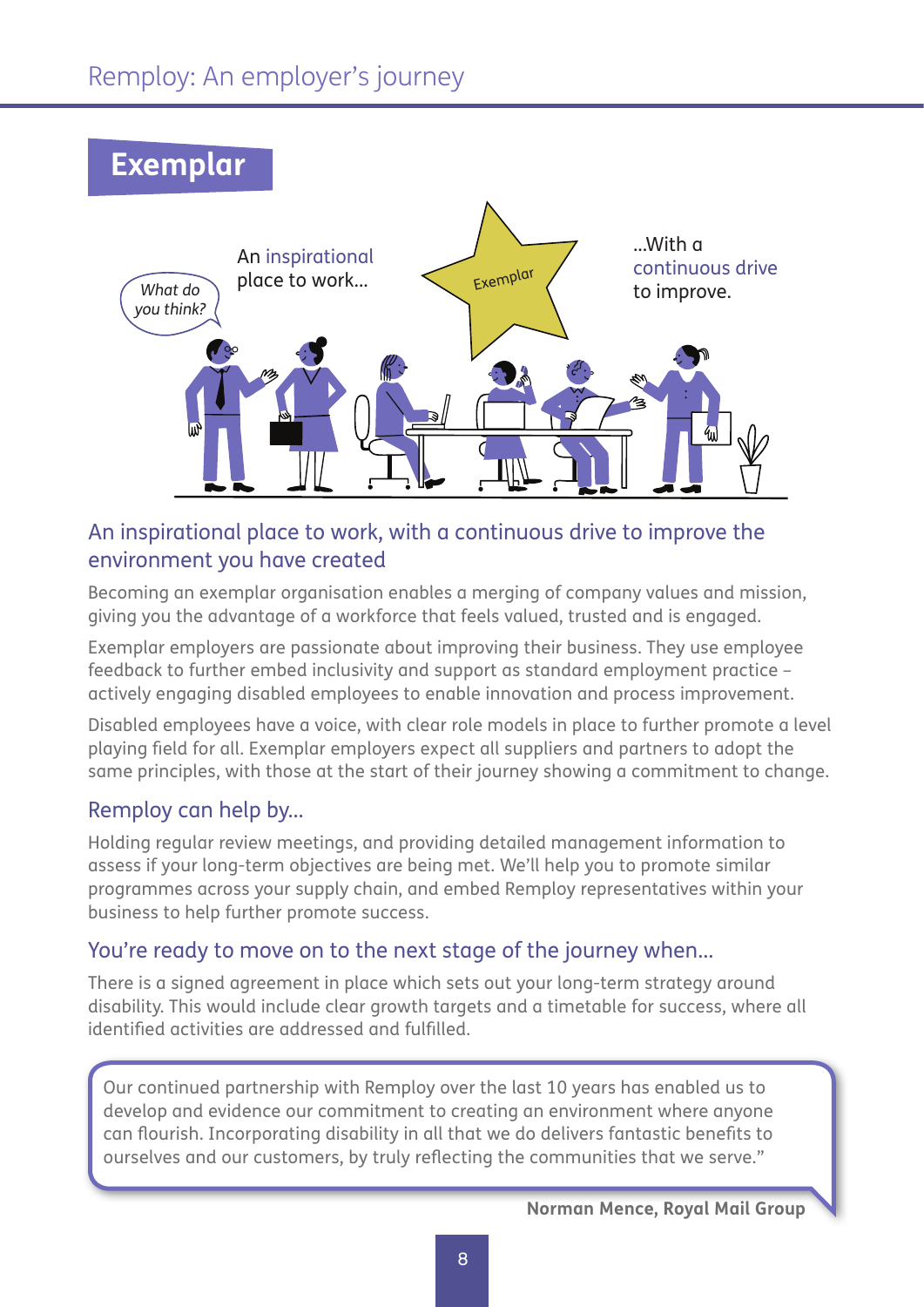# Exemplar

An inspirational place to work...

...With a continuous drive to improve.

## An inspirational place to work, with a continuous drive to improve the environment you have created

Becoming an exemplar organisation enables a merging of company values and mission, giving you the advantage of a workforce that feels valued, trusted and is engaged.

Exemplar employers are passionate about improving their business. They use employee feedback to further embed inclusivity and support as standard employment practice – actively engaging disabled employees to enable innovation and process improvement.

Disabled employees have a voice, with clear role models in place to further promote a level playing field for all. Exemplar employers expect all suppliers and partners to adopt the same principles, with those at the start of their journey showing a commitment to change.

## Remploy can help by...

Holding regular review meetings, and providing detailed management information to assess if your long-term objectives are being met. We'll help you to promote similar programmes across your supply chain, and embed Remploy representatives within your business to help further promote success.

## You're ready to move on to the next stage of the journey when...

There is a signed agreement in place which sets out your long-term strategy around disability. This would include clear growth targets and a timetable for success, where all identified activities are addressed and fulfilled.

> Our continued partnership with Remploy over the last 10 years has enabled us to develop and evidence our commitment to creating an environment where anyone can flourish. Incorporating disability in all that we do delivers fantastic benefits to ourselves and our customers, by truly reflecting the communities that we serve."

**Norman Mence, Royal Mail Group**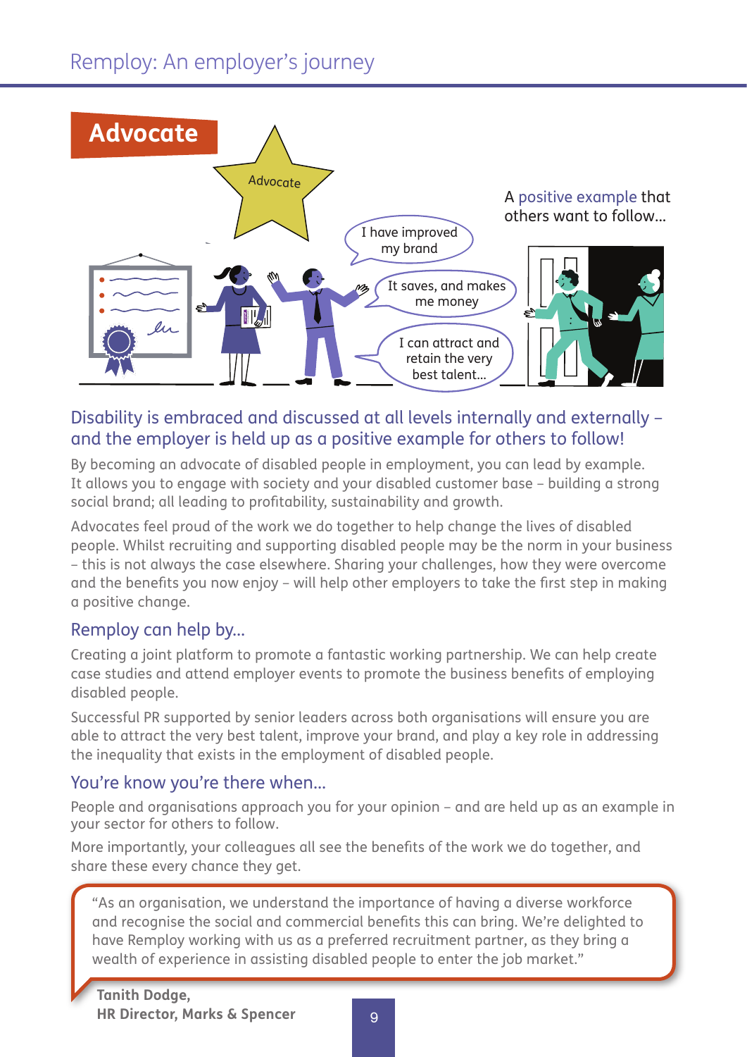# Advocate

A positive example that others want to follow...

I have improved my brand

It saves, and makes me money

I can attract and retain the very best talent...

## Disability is embraced and discussed at all levels internally and externally – and the employer is held up as a positive example for others to follow!

By becoming an advocate of disabled people in employment, you can lead by example. It allows you to engage with society and your disabled customer base – building a strong social brand; all leading to profitability, sustainability and growth.

Advocates feel proud of the work we do together to help change the lives of disabled people. Whilst recruiting and supporting disabled people may be the norm in your business – this is not always the case elsewhere. Sharing your challenges, how they were overcome and the benefits you now enjoy – will help other employers to take the first step in making a positive change.

### Remploy can help by...

Creating a joint platform to promote a fantastic working partnership. We can help create case studies and attend employer events to promote the business benefits of employing disabled people.

Successful PR supported by senior leaders across both organisations will ensure you are able to attract the very best talent, improve your brand, and play a key role in addressing the inequality that exists in the employment of disabled people.

### You're know you're there when...

People and organisations approach you for your opinion – and are held up as an example in your sector for others to follow.

More importantly, your colleagues all see the benefits of the work we do together, and share these every chance they get.

> "As an organisation, we understand the importance of having a diverse workforce and recognise the social and commercial benefits this can bring. We're delighted to have Remploy working with us as a preferred recruitment partner, as they bring a wealth of experience in assisting disabled people to enter the job market."

**Tanith Dodge,**
**HR Director, Marks & Spencer**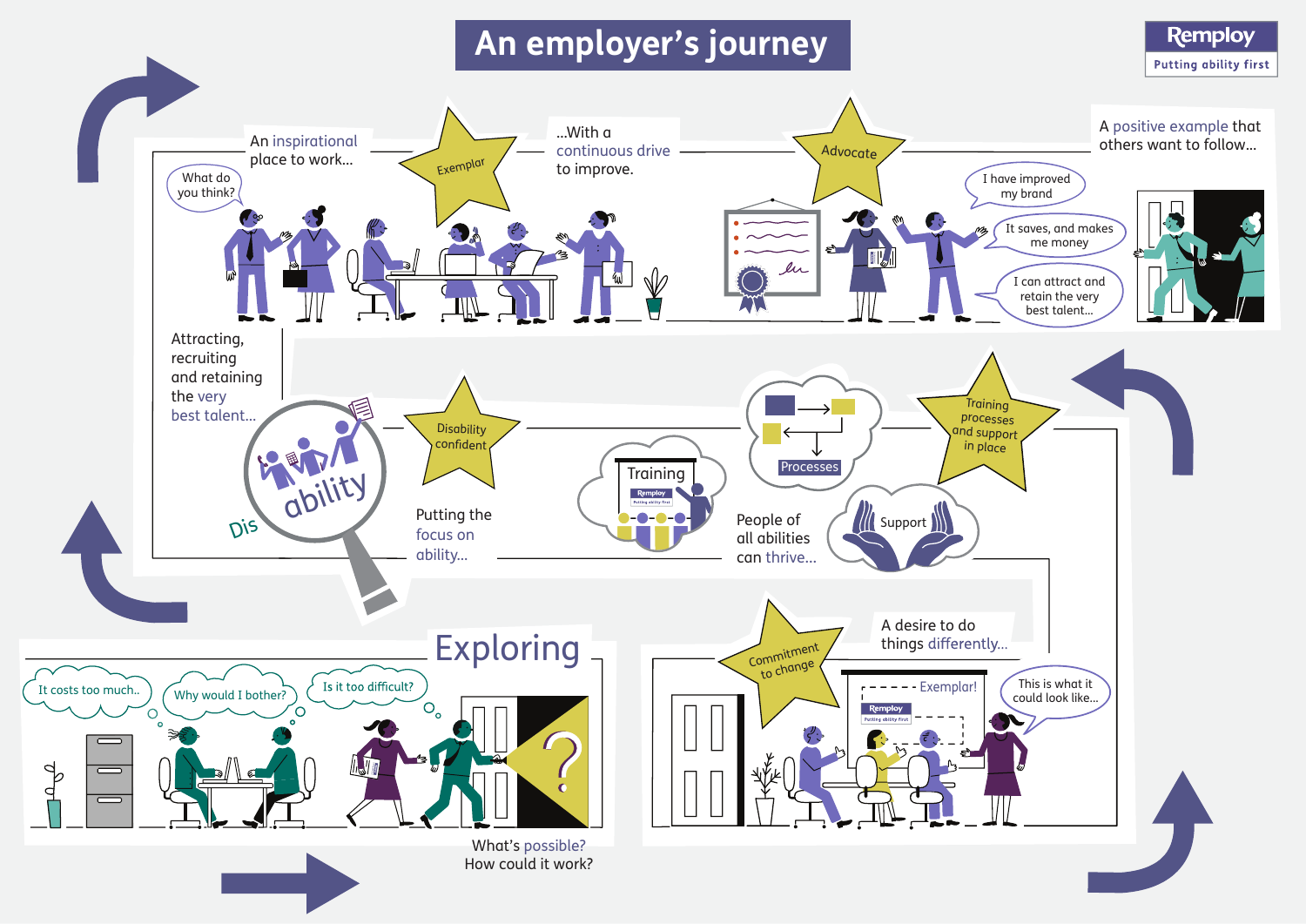# An employer's journey

Remploy
Putting ability first

## Exploring

It costs too much..

Why would I bother?

Is it too difficult?

What's possible?
How could it work?

Commitment to change

A desire to do things differently...

Exemplar!

This is what it could look like...

Training processes and support in place

Training

Processes

Support

People of all abilities can thrive...

Disability confident

Putting the focus on ability...

Dis ability

Attracting, recruiting and retaining the very best talent...

What do you think?

An inspirational place to work...

Exemplar

...With a continuous drive to improve.

Advocate

I have improved my brand

It saves, and makes me money

I can attract and retain the very best talent...

A positive example that others want to follow...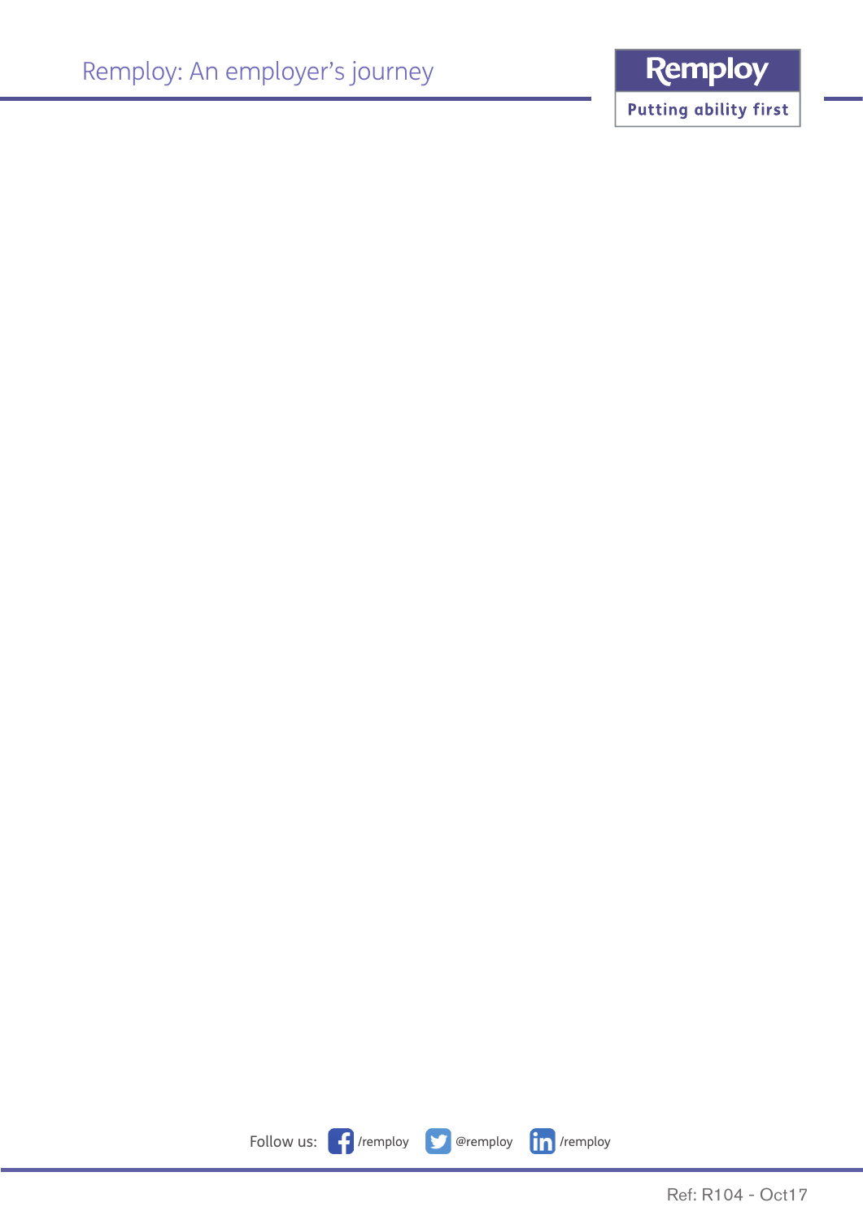Follow us: /remploy @remploy /remploy

Ref: R104 - Oct17